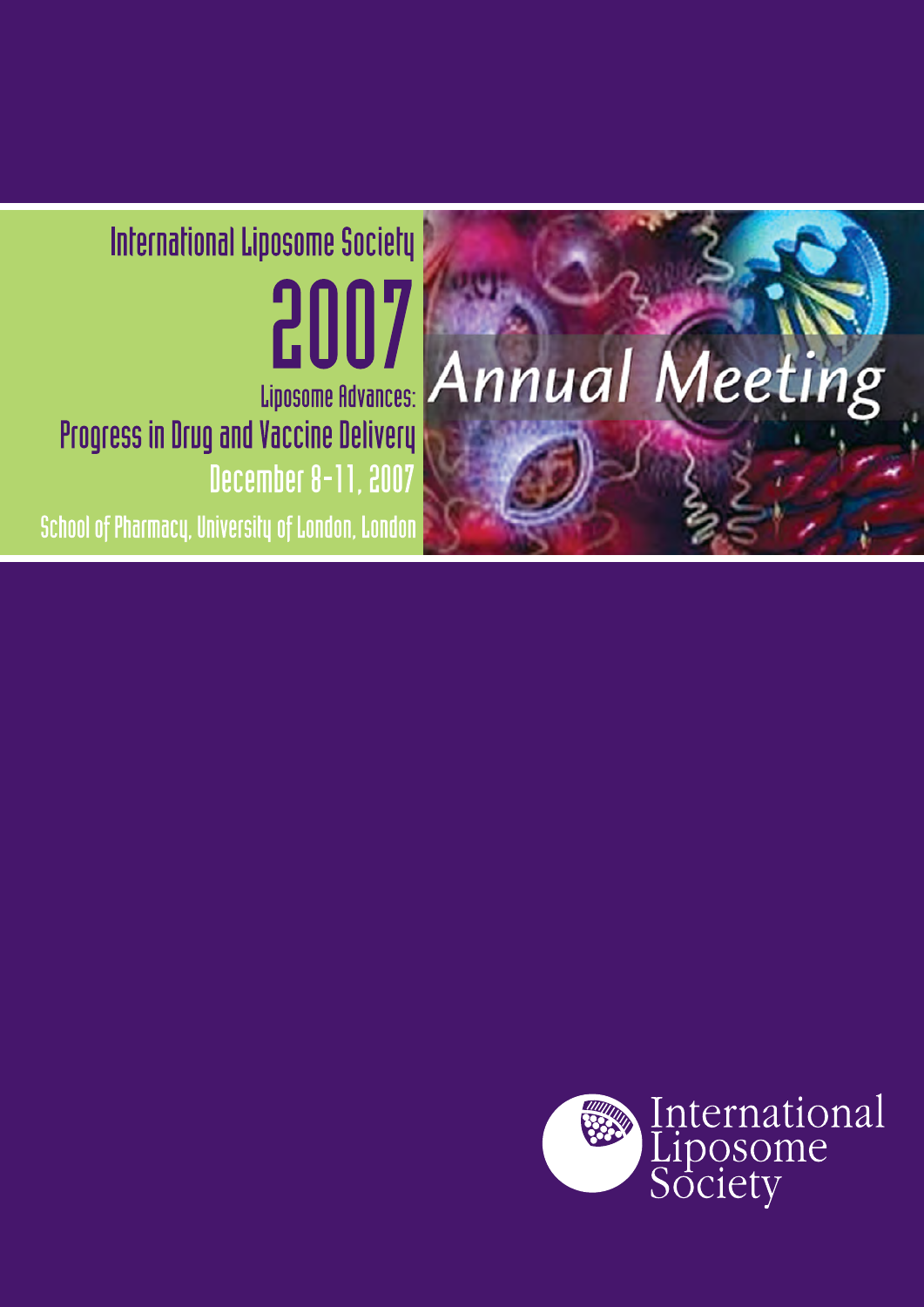# International Liposome Society

# 2007

## Annual Meeting

### Liposome Advances: Progress in Drug and Vaccine Delivery

December 8–11, 2007

School of Pharmacy, University of London, London

International Liposome Society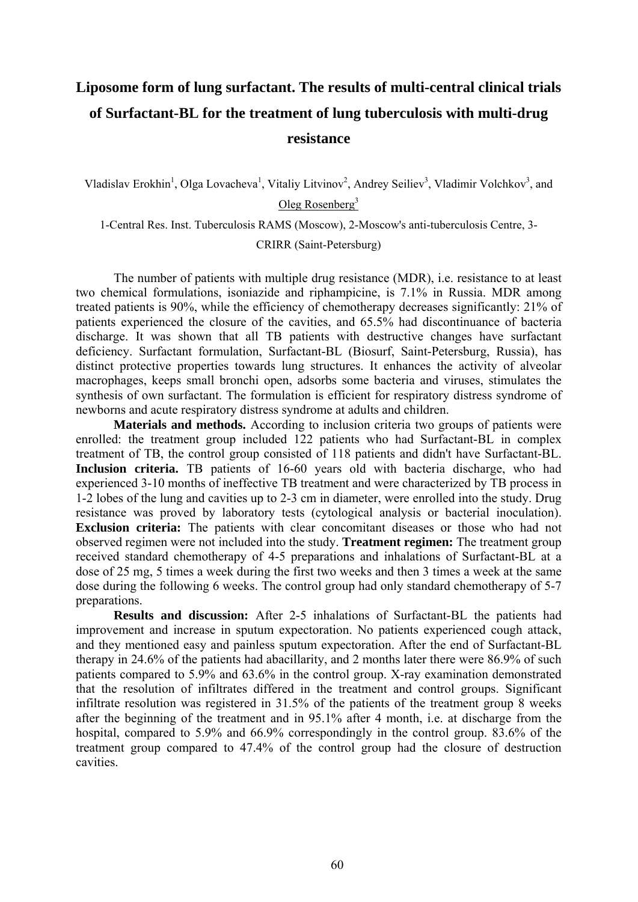# Liposome form of lung surfactant. The results of multi-central clinical trials of Surfactant-BL for the treatment of lung tuberculosis with multi-drug resistance

Vladislav Erokhin[1], Olga Lovacheva[1], Vitaliy Litvinov[2], Andrey Seiliev[3], Vladimir Volchkov[3], and Oleg Rosenberg[3]

1-Central Res. Inst. Tuberculosis RAMS (Moscow), 2-Moscow's anti-tuberculosis Centre, 3-CRIRR (Saint-Petersburg)

The number of patients with multiple drug resistance (MDR), i.e. resistance to at least two chemical formulations, isoniazide and riphampicine, is 7.1% in Russia. MDR among treated patients is 90%, while the efficiency of chemotherapy decreases significantly: 21% of patients experienced the closure of the cavities, and 65.5% had discontinuance of bacteria discharge. It was shown that all TB patients with destructive changes have surfactant deficiency. Surfactant formulation, Surfactant-BL (Biosurf, Saint-Petersburg, Russia), has distinct protective properties towards lung structures. It enhances the activity of alveolar macrophages, keeps small bronchi open, adsorbs some bacteria and viruses, stimulates the synthesis of own surfactant. The formulation is efficient for respiratory distress syndrome of newborns and acute respiratory distress syndrome at adults and children.

**Materials and methods.** According to inclusion criteria two groups of patients were enrolled: the treatment group included 122 patients who had Surfactant-BL in complex treatment of TB, the control group consisted of 118 patients and didn't have Surfactant-BL. **Inclusion criteria.** TB patients of 16-60 years old with bacteria discharge, who had experienced 3-10 months of ineffective TB treatment and were characterized by TB process in 1-2 lobes of the lung and cavities up to 2-3 cm in diameter, were enrolled into the study. Drug resistance was proved by laboratory tests (cytological analysis or bacterial inoculation). **Exclusion criteria:** The patients with clear concomitant diseases or those who had not observed regimen were not included into the study. **Treatment regimen:** The treatment group received standard chemotherapy of 4-5 preparations and inhalations of Surfactant-BL at a dose of 25 mg, 5 times a week during the first two weeks and then 3 times a week at the same dose during the following 6 weeks. The control group had only standard chemotherapy of 5-7 preparations.

**Results and discussion:** After 2-5 inhalations of Surfactant-BL the patients had improvement and increase in sputum expectoration. No patients experienced cough attack, and they mentioned easy and painless sputum expectoration. After the end of Surfactant-BL therapy in 24.6% of the patients had abacillarity, and 2 months later there were 86.9% of such patients compared to 5.9% and 63.6% in the control group. X-ray examination demonstrated that the resolution of infiltrates differed in the treatment and control groups. Significant infiltrate resolution was registered in 31.5% of the patients of the treatment group 8 weeks after the beginning of the treatment and in 95.1% after 4 month, i.e. at discharge from the hospital, compared to 5.9% and 66.9% correspondingly in the control group. 83.6% of the treatment group compared to 47.4% of the control group had the closure of destruction cavities.